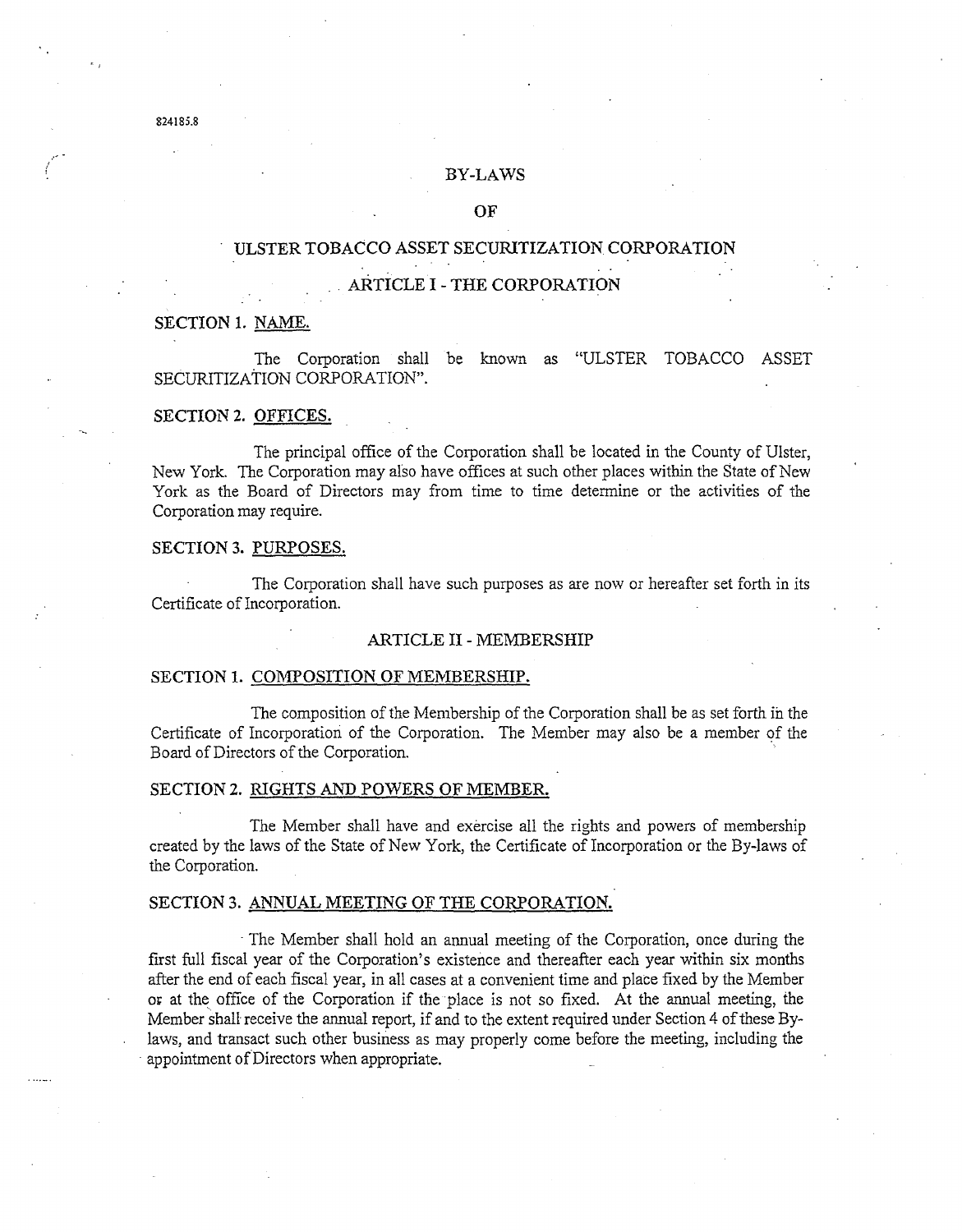824185.8

# BY-LAWS

# OF

# ULSTER TOBACCO ASSET SECURITIZATION CORPORATION

## ARTICLE I - THE CORPORATION

### SECTION 1. NAME.

The Corporation shall be known as "ULSTER TOBACCO ASSET SECURITIZATION CORPORATION".

### SECTION 2. OFFICES.

The principal office of the Corporation shall be located in the County of Ulster, New York. The Corporation may also have offices at such other places within the State of New York as the Board of Directors may from time to time determine or the activities of the Corporation may require.

### SECTION 3. PURPOSES.

The Corporation shall have such purposes as are now or hereafter set forth in its Certificate of Incorporation.

## ARTICLE II - MEMBERSHIP

### SECTION 1. COMPOSITION OF MEMBERSHIP.

The composition of the Membership of the Corporation shall be as set forth in the Certificate of Incorporation of the Corporation. The Member may also be a member of the Board of Directors of the Corporation.

### SECTION 2. RIGHTS AND POWERS OF MEMBER.

The Member shall have and exercise all the rights and powers of membership created by the laws of the State of New York, the Certificate of Incorporation or the By-laws of the Corporation.

### SECTION 3. ANNUAL MEETING OF THE CORPORATION.

The Member shall hold an annual meeting of the Corporation, once during the first full fiscal year of the Corporation's existence and thereafter each year within six months after the end of each fiscal year, in all cases at a convenient time and place fixed by the Member or at the office of the Corporation if the place is not so fixed. At the annual meeting, the Member shall receive the annual report, if and to the extent required under Section 4 of these By-laws, and transact such other business as may properly come before the meeting, including the appointment of Directors when appropriate.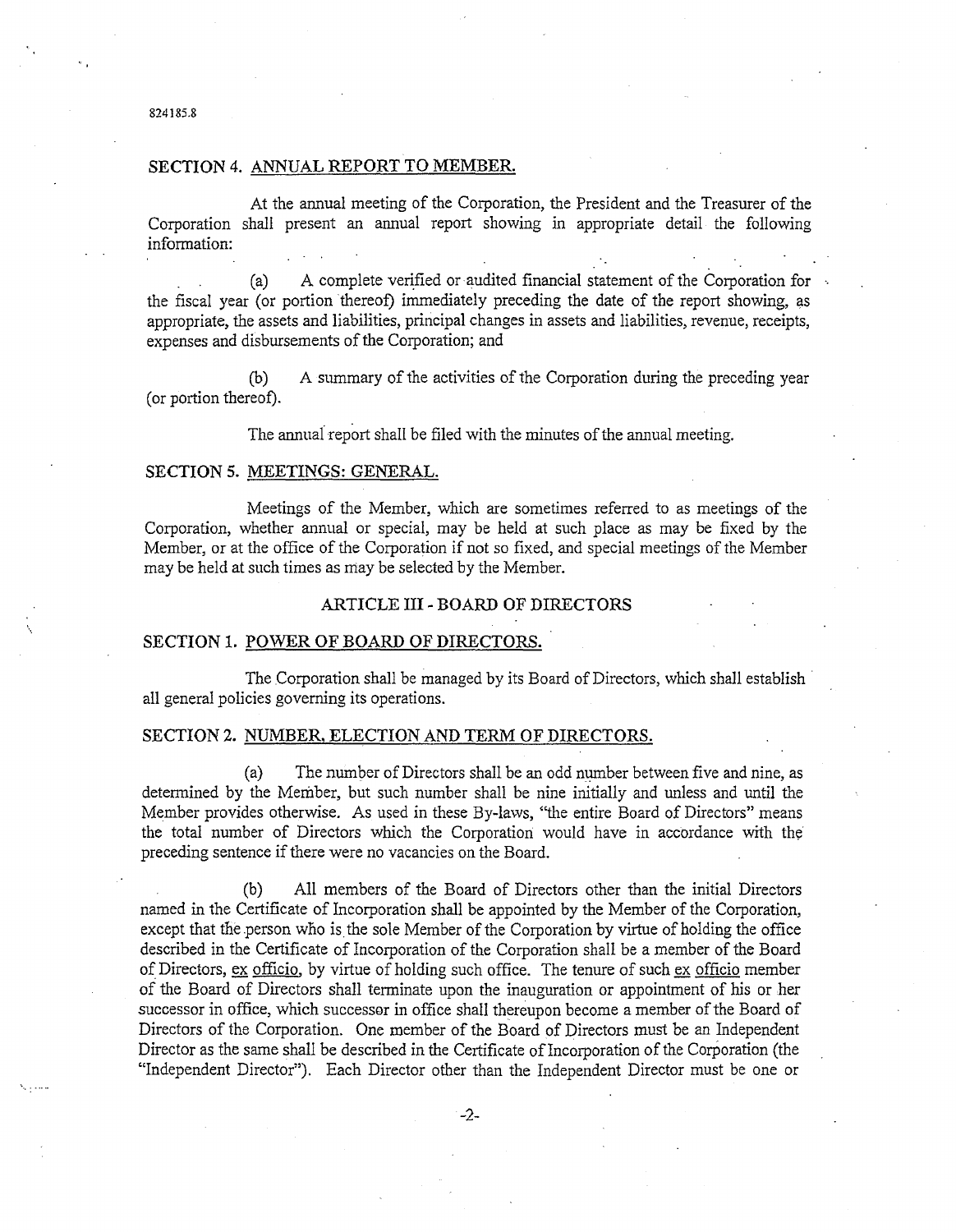## SECTION 4. ANNUAL REPORT TO MEMBER.

At the annual meeting of the Corporation, the President and the Treasurer of the Corporation shall present an annual report showing in appropriate detail the following information:

(a) A complete verified or audited financial statement of the Corporation for the fiscal year (or portion thereof) immediately preceding the date of the report showing, as appropriate, the assets and liabilities, principal changes in assets and liabilities, revenue, receipts, expenses and disbursements of the Corporation; and

(b) A summary of the activities of the Corporation during the preceding year (or portion thereof).

The annual report shall be filed with the minutes of the annual meeting.

## SECTION 5. MEETINGS: GENERAL.

Meetings of the Member, which are sometimes referred to as meetings of the Corporation, whether annual or special, may be held at such place as may be fixed by the Member, or at the office of the Corporation if not so fixed, and special meetings of the Member may be held at such times as may be selected by the Member.

# ARTICLE III - BOARD OF DIRECTORS

## SECTION 1. POWER OF BOARD OF DIRECTORS.

The Corporation shall be managed by its Board of Directors, which shall establish all general policies governing its operations.

## SECTION 2. NUMBER, ELECTION AND TERM OF DIRECTORS.

(a) The number of Directors shall be an odd number between five and nine, as determined by the Member, but such number shall be nine initially and unless and until the Member provides otherwise. As used in these By-laws, "the entire Board of Directors" means the total number of Directors which the Corporation would have in accordance with the preceding sentence if there were no vacancies on the Board.

(b) All members of the Board of Directors other than the initial Directors named in the Certificate of Incorporation shall be appointed by the Member of the Corporation, except that the person who is the sole Member of the Corporation by virtue of holding the office described in the Certificate of Incorporation of the Corporation shall be a member of the Board of Directors, ex officio, by virtue of holding such office. The tenure of such ex officio member of the Board of Directors shall terminate upon the inauguration or appointment of his or her successor in office, which successor in office shall thereupon become a member of the Board of Directors of the Corporation. One member of the Board of Directors must be an Independent Director as the same shall be described in the Certificate of Incorporation of the Corporation (the "Independent Director"). Each Director other than the Independent Director must be one or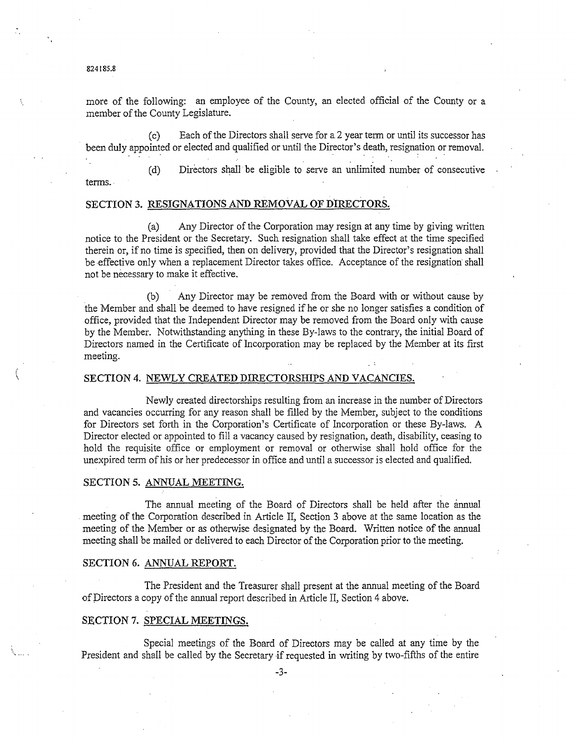more of the following: an employee of the County, an elected official of the County or a member of the County Legislature.

(c) Each of the Directors shall serve for a 2 year term or until its successor has been duly appointed or elected and qualified or until the Director's death, resignation or removal.

(d) Directors shall be eligible to serve an unlimited number of consecutive terms.

SECTION 3. RESIGNATIONS AND REMOVAL OF DIRECTORS.

(a) Any Director of the Corporation may resign at any time by giving written notice to the President or the Secretary. Such resignation shall take effect at the time specified therein or, if no time is specified, then on delivery, provided that the Director's resignation shall be effective only when a replacement Director takes office. Acceptance of the resignation shall not be necessary to make it effective.

(b) Any Director may be removed from the Board with or without cause by the Member and shall be deemed to have resigned if he or she no longer satisfies a condition of office, provided that the Independent Director may be removed from the Board only with cause by the Member. Notwithstanding anything in these By-laws to the contrary, the initial Board of Directors named in the Certificate of Incorporation may be replaced by the Member at its first meeting.

SECTION 4. NEWLY CREATED DIRECTORSHIPS AND VACANCIES.

Newly created directorships resulting from an increase in the number of Directors and vacancies occurring for any reason shall be filled by the Member, subject to the conditions for Directors set forth in the Corporation's Certificate of Incorporation or these By-laws. A Director elected or appointed to fill a vacancy caused by resignation, death, disability, ceasing to hold the requisite office or employment or removal or otherwise shall hold office for the unexpired term of his or her predecessor in office and until a successor is elected and qualified.

SECTION 5. ANNUAL MEETING.

The annual meeting of the Board of Directors shall be held after the annual meeting of the Corporation described in Article II, Section 3 above at the same location as the meeting of the Member or as otherwise designated by the Board. Written notice of the annual meeting shall be mailed or delivered to each Director of the Corporation prior to the meeting.

SECTION 6. ANNUAL REPORT.

The President and the Treasurer shall present at the annual meeting of the Board of Directors a copy of the annual report described in Article II, Section 4 above.

SECTION 7. SPECIAL MEETINGS.

Special meetings of the Board of Directors may be called at any time by the President and shall be called by the Secretary if requested in writing by two-fifths of the entire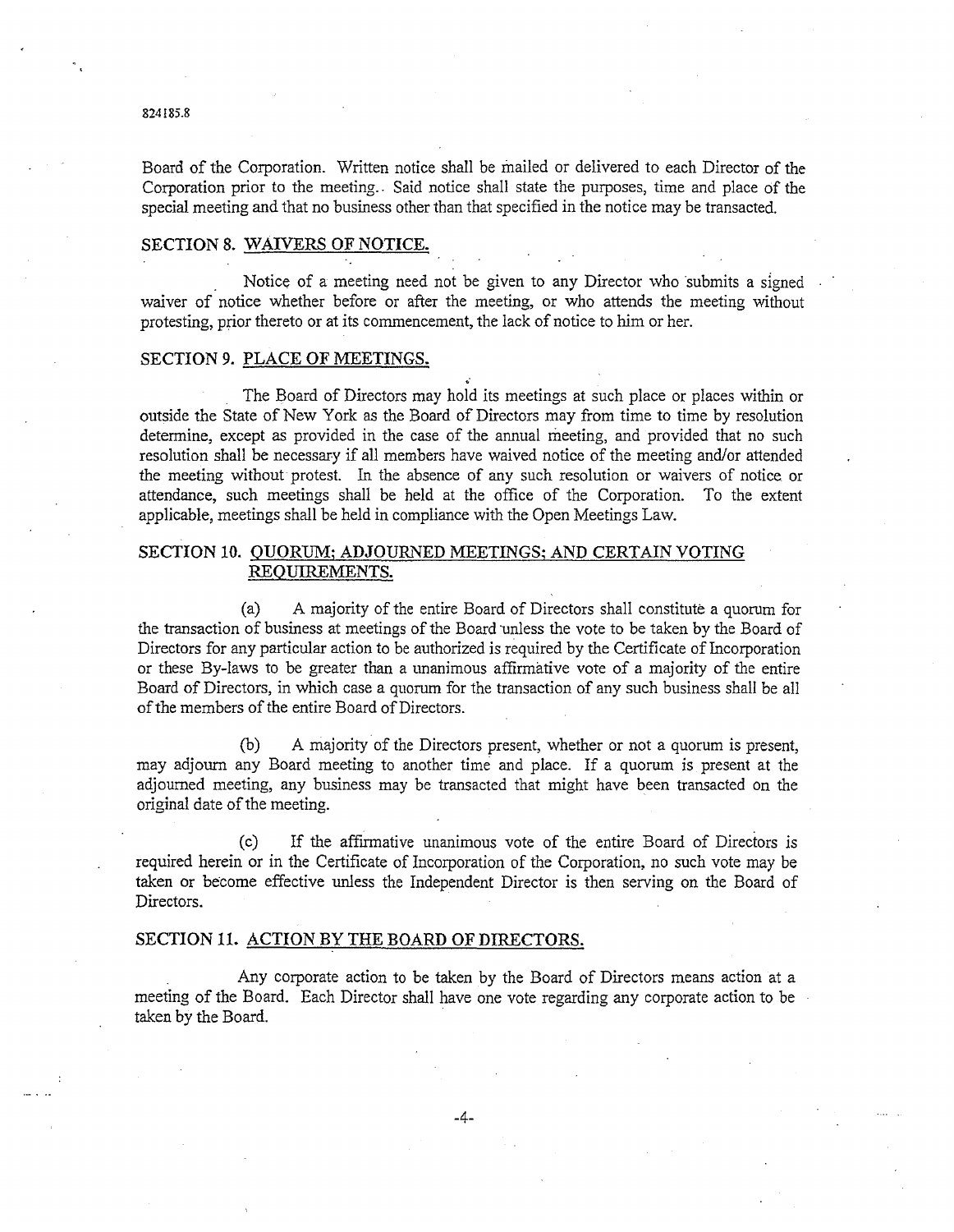Board of the Corporation. Written notice shall be mailed or delivered to each Director of the Corporation prior to the meeting.. Said notice shall state the purposes, time and place of the special meeting and that no business other than that specified in the notice may be transacted.

## SECTION 8. WAIVERS OF NOTICE.

Notice of a meeting need not be given to any Director who submits a signed waiver of notice whether before or after the meeting, or who attends the meeting without protesting, prior thereto or at its commencement, the lack of notice to him or her.

## SECTION 9. PLACE OF MEETINGS.

The Board of Directors may hold its meetings at such place or places within or outside the State of New York as the Board of Directors may from time to time by resolution determine, except as provided in the case of the annual meeting, and provided that no such resolution shall be necessary if all members have waived notice of the meeting and/or attended the meeting without protest. In the absence of any such resolution or waivers of notice or attendance, such meetings shall be held at the office of the Corporation. To the extent applicable, meetings shall be held in compliance with the Open Meetings Law.

## SECTION 10. QUORUM; ADJOURNED MEETINGS; AND CERTAIN VOTING REQUIREMENTS.

(a) A majority of the entire Board of Directors shall constitute a quorum for the transaction of business at meetings of the Board unless the vote to be taken by the Board of Directors for any particular action to be authorized is required by the Certificate of Incorporation or these By-laws to be greater than a unanimous affirmative vote of a majority of the entire Board of Directors, in which case a quorum for the transaction of any such business shall be all of the members of the entire Board of Directors.

(b) A majority of the Directors present, whether or not a quorum is present, may adjourn any Board meeting to another time and place. If a quorum is present at the adjourned meeting, any business may be transacted that might have been transacted on the original date of the meeting.

(c) If the affirmative unanimous vote of the entire Board of Directors is required herein or in the Certificate of Incorporation of the Corporation, no such vote may be taken or become effective unless the Independent Director is then serving on the Board of Directors.

## SECTION 11. ACTION BY THE BOARD OF DIRECTORS.

Any corporate action to be taken by the Board of Directors means action at a meeting of the Board. Each Director shall have one vote regarding any corporate action to be taken by the Board.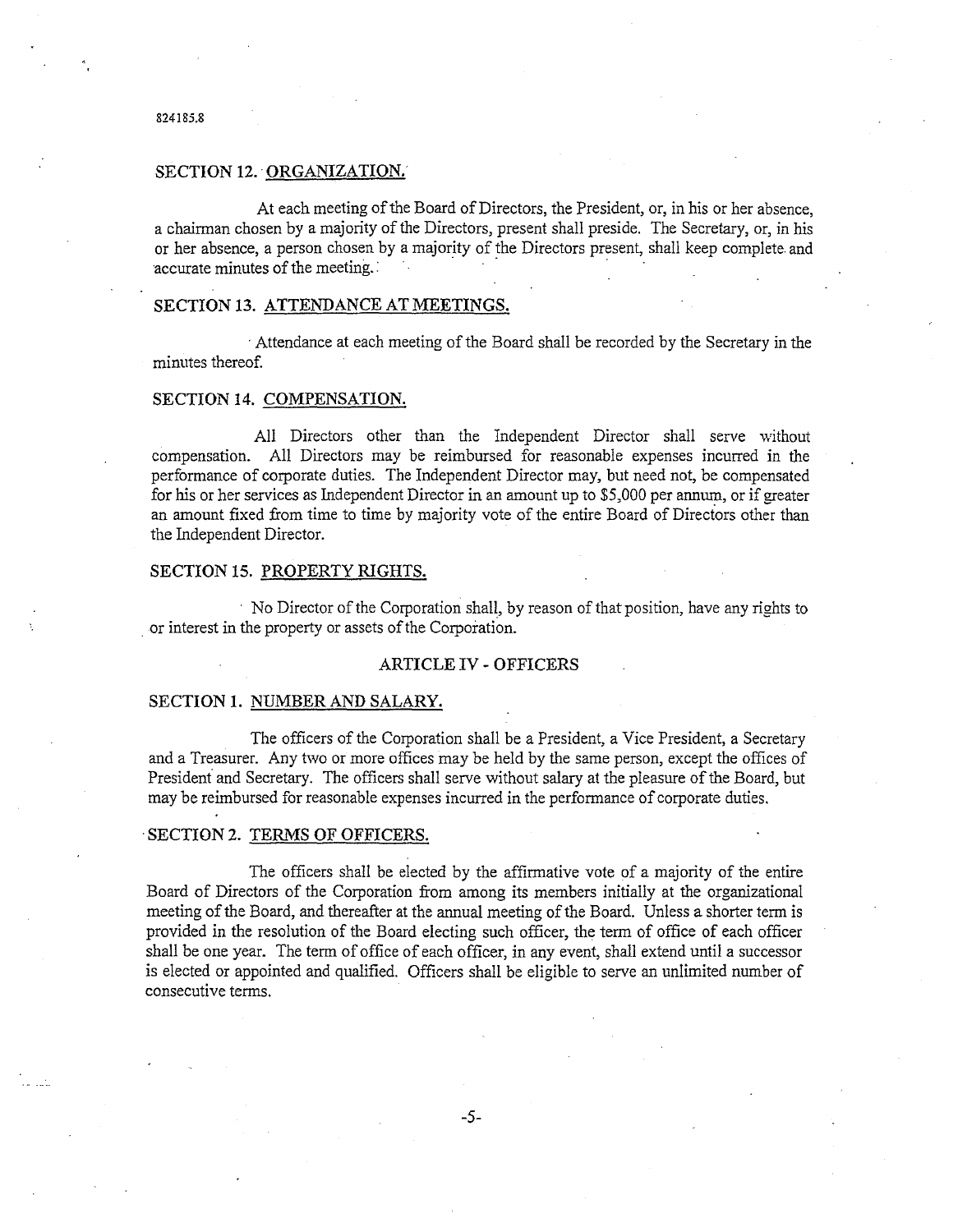### SECTION 12. ORGANIZATION.

At each meeting of the Board of Directors, the President, or, in his or her absence, a chairman chosen by a majority of the Directors, present shall preside. The Secretary, or, in his or her absence, a person chosen by a majority of the Directors present, shall keep complete and accurate minutes of the meeting.

### SECTION 13. ATTENDANCE AT MEETINGS.

Attendance at each meeting of the Board shall be recorded by the Secretary in the minutes thereof.

### SECTION 14. COMPENSATION.

All Directors other than the Independent Director shall serve without compensation. All Directors may be reimbursed for reasonable expenses incurred in the performance of corporate duties. The Independent Director may, but need not, be compensated for his or her services as Independent Director in an amount up to $5,000 per annum, or if greater an amount fixed from time to time by majority vote of the entire Board of Directors other than the Independent Director.

### SECTION 15. PROPERTY RIGHTS.

No Director of the Corporation shall, by reason of that position, have any rights to or interest in the property or assets of the Corporation.

## ARTICLE IV - OFFICERS

### SECTION 1. NUMBER AND SALARY.

The officers of the Corporation shall be a President, a Vice President, a Secretary and a Treasurer. Any two or more offices may be held by the same person, except the offices of President and Secretary. The officers shall serve without salary at the pleasure of the Board, but may be reimbursed for reasonable expenses incurred in the performance of corporate duties.

### SECTION 2. TERMS OF OFFICERS.

The officers shall be elected by the affirmative vote of a majority of the entire Board of Directors of the Corporation from among its members initially at the organizational meeting of the Board, and thereafter at the annual meeting of the Board. Unless a shorter term is provided in the resolution of the Board electing such officer, the term of office of each officer shall be one year. The term of office of each officer, in any event, shall extend until a successor is elected or appointed and qualified. Officers shall be eligible to serve an unlimited number of consecutive terms.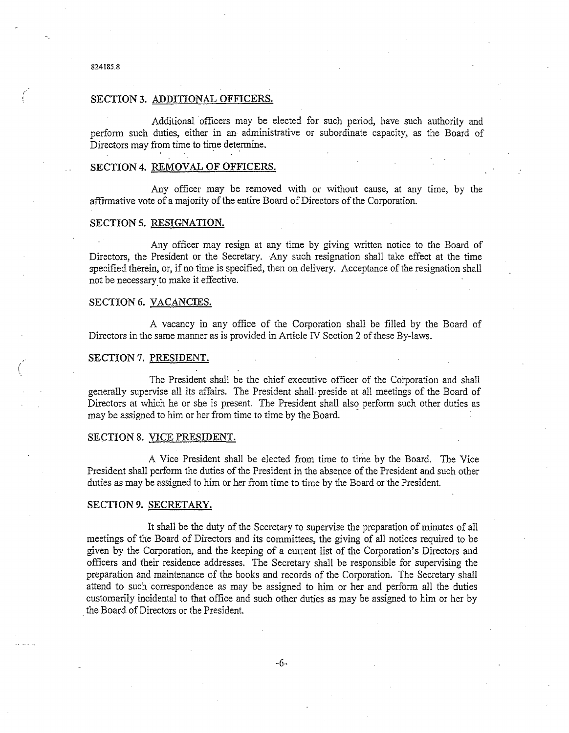824185.8

## SECTION 3. ADDITIONAL OFFICERS.

Additional officers may be elected for such period, have such authority and perform such duties, either in an administrative or subordinate capacity, as the Board of Directors may from time to time determine.

## SECTION 4. REMOVAL OF OFFICERS.

Any officer may be removed with or without cause, at any time, by the affirmative vote of a majority of the entire Board of Directors of the Corporation.

## SECTION 5. RESIGNATION.

Any officer may resign at any time by giving written notice to the Board of Directors, the President or the Secretary. Any such resignation shall take effect at the time specified therein, or, if no time is specified, then on delivery. Acceptance of the resignation shall not be necessary to make it effective.

## SECTION 6. VACANCIES.

A vacancy in any office of the Corporation shall be filled by the Board of Directors in the same manner as is provided in Article IV Section 2 of these By-laws.

## SECTION 7. PRESIDENT.

The President shall be the chief executive officer of the Corporation and shall generally supervise all its affairs. The President shall preside at all meetings of the Board of Directors at which he or she is present. The President shall also perform such other duties as may be assigned to him or her from time to time by the Board.

## SECTION 8. VICE PRESIDENT.

A Vice President shall be elected from time to time by the Board. The Vice President shall perform the duties of the President in the absence of the President and such other duties as may be assigned to him or her from time to time by the Board or the President.

## SECTION 9. SECRETARY.

It shall be the duty of the Secretary to supervise the preparation of minutes of all meetings of the Board of Directors and its committees, the giving of all notices required to be given by the Corporation, and the keeping of a current list of the Corporation's Directors and officers and their residence addresses. The Secretary shall be responsible for supervising the preparation and maintenance of the books and records of the Corporation. The Secretary shall attend to such correspondence as may be assigned to him or her and perform all the duties customarily incidental to that office and such other duties as may be assigned to him or her by the Board of Directors or the President.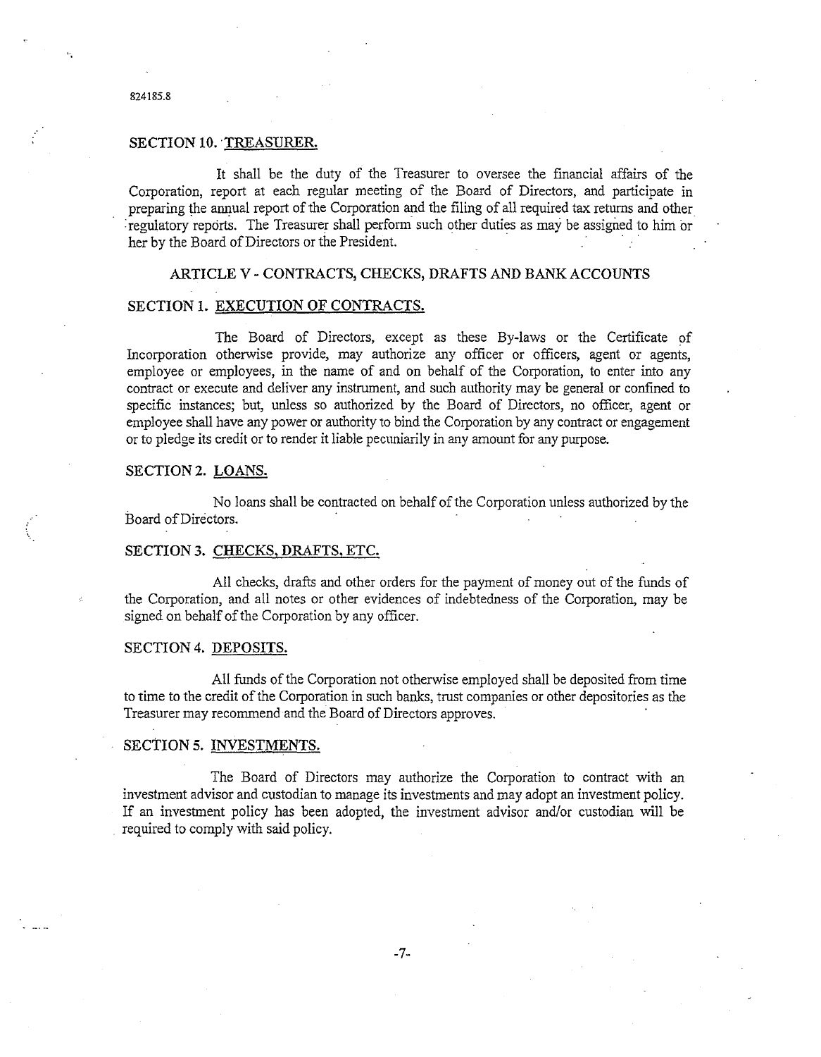824185.8

## SECTION 10. TREASURER.

It shall be the duty of the Treasurer to oversee the financial affairs of the Corporation, report at each regular meeting of the Board of Directors, and participate in preparing the annual report of the Corporation and the filing of all required tax returns and other regulatory reports. The Treasurer shall perform such other duties as may be assigned to him or her by the Board of Directors or the President.

# ARTICLE V - CONTRACTS, CHECKS, DRAFTS AND BANK ACCOUNTS

## SECTION 1. EXECUTION OF CONTRACTS.

The Board of Directors, except as these By-laws or the Certificate of Incorporation otherwise provide, may authorize any officer or officers, agent or agents, employee or employees, in the name of and on behalf of the Corporation, to enter into any contract or execute and deliver any instrument, and such authority may be general or confined to specific instances; but, unless so authorized by the Board of Directors, no officer, agent or employee shall have any power or authority to bind the Corporation by any contract or engagement or to pledge its credit or to render it liable pecuniarily in any amount for any purpose.

## SECTION 2. LOANS.

No loans shall be contracted on behalf of the Corporation unless authorized by the Board of Directors.

## SECTION 3. CHECKS, DRAFTS, ETC.

All checks, drafts and other orders for the payment of money out of the funds of the Corporation, and all notes or other evidences of indebtedness of the Corporation, may be signed on behalf of the Corporation by any officer.

## SECTION 4. DEPOSITS.

All funds of the Corporation not otherwise employed shall be deposited from time to time to the credit of the Corporation in such banks, trust companies or other depositories as the Treasurer may recommend and the Board of Directors approves.

## SECTION 5. INVESTMENTS.

The Board of Directors may authorize the Corporation to contract with an investment advisor and custodian to manage its investments and may adopt an investment policy. If an investment policy has been adopted, the investment advisor and/or custodian will be required to comply with said policy.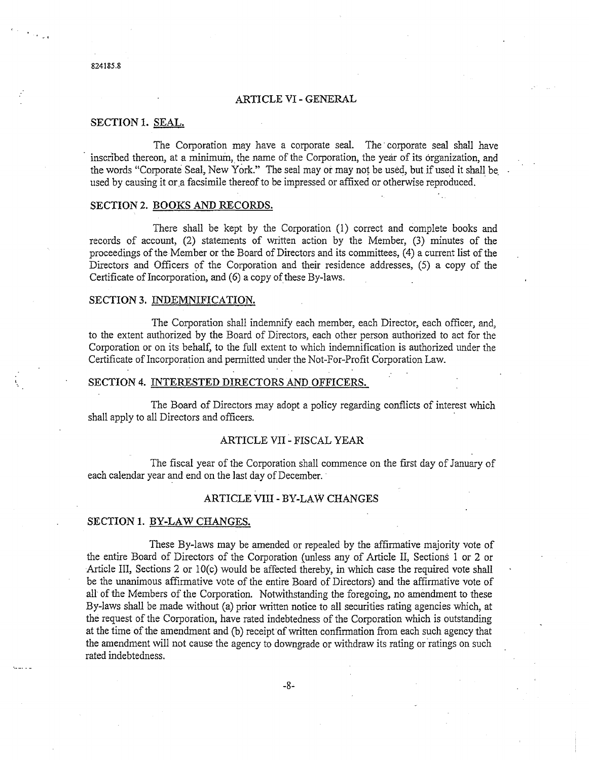824185.8

## ARTICLE VI - GENERAL

### SECTION 1. <u>SEAL.</u>

The Corporation may have a corporate seal. The corporate seal shall have inscribed thereon, at a minimum, the name of the Corporation, the year of its organization, and the words "Corporate Seal, New York." The seal may or may not be used, but if used it shall be used by causing it or a facsimile thereof to be impressed or affixed or otherwise reproduced.

### SECTION 2. <u>BOOKS AND RECORDS.</u>

There shall be kept by the Corporation (1) correct and complete books and records of account, (2) statements of written action by the Member, (3) minutes of the proceedings of the Member or the Board of Directors and its committees, (4) a current list of the Directors and Officers of the Corporation and their residence addresses, (5) a copy of the Certificate of Incorporation, and (6) a copy of these By-laws.

### SECTION 3. <u>INDEMNIFICATION.</u>

The Corporation shall indemnify each member, each Director, each officer, and, to the extent authorized by the Board of Directors, each other person authorized to act for the Corporation or on its behalf, to the full extent to which indemnification is authorized under the Certificate of Incorporation and permitted under the Not-For-Profit Corporation Law.

### SECTION 4. <u>INTERESTED DIRECTORS AND OFFICERS.</u>

The Board of Directors may adopt a policy regarding conflicts of interest which shall apply to all Directors and officers.

## ARTICLE VII - FISCAL YEAR

The fiscal year of the Corporation shall commence on the first day of January of each calendar year and end on the last day of December.

## ARTICLE VIII - BY-LAW CHANGES

### SECTION 1. <u>BY-LAW CHANGES.</u>

These By-laws may be amended or repealed by the affirmative majority vote of the entire Board of Directors of the Corporation (unless any of Article II, Sections 1 or 2 or Article III, Sections 2 or 10(c) would be affected thereby, in which case the required vote shall be the unanimous affirmative vote of the entire Board of Directors) and the affirmative vote of all of the Members of the Corporation. Notwithstanding the foregoing, no amendment to these By-laws shall be made without (a) prior written notice to all securities rating agencies which, at the request of the Corporation, have rated indebtedness of the Corporation which is outstanding at the time of the amendment and (b) receipt of written confirmation from each such agency that the amendment will not cause the agency to downgrade or withdraw its rating or ratings on such rated indebtedness.